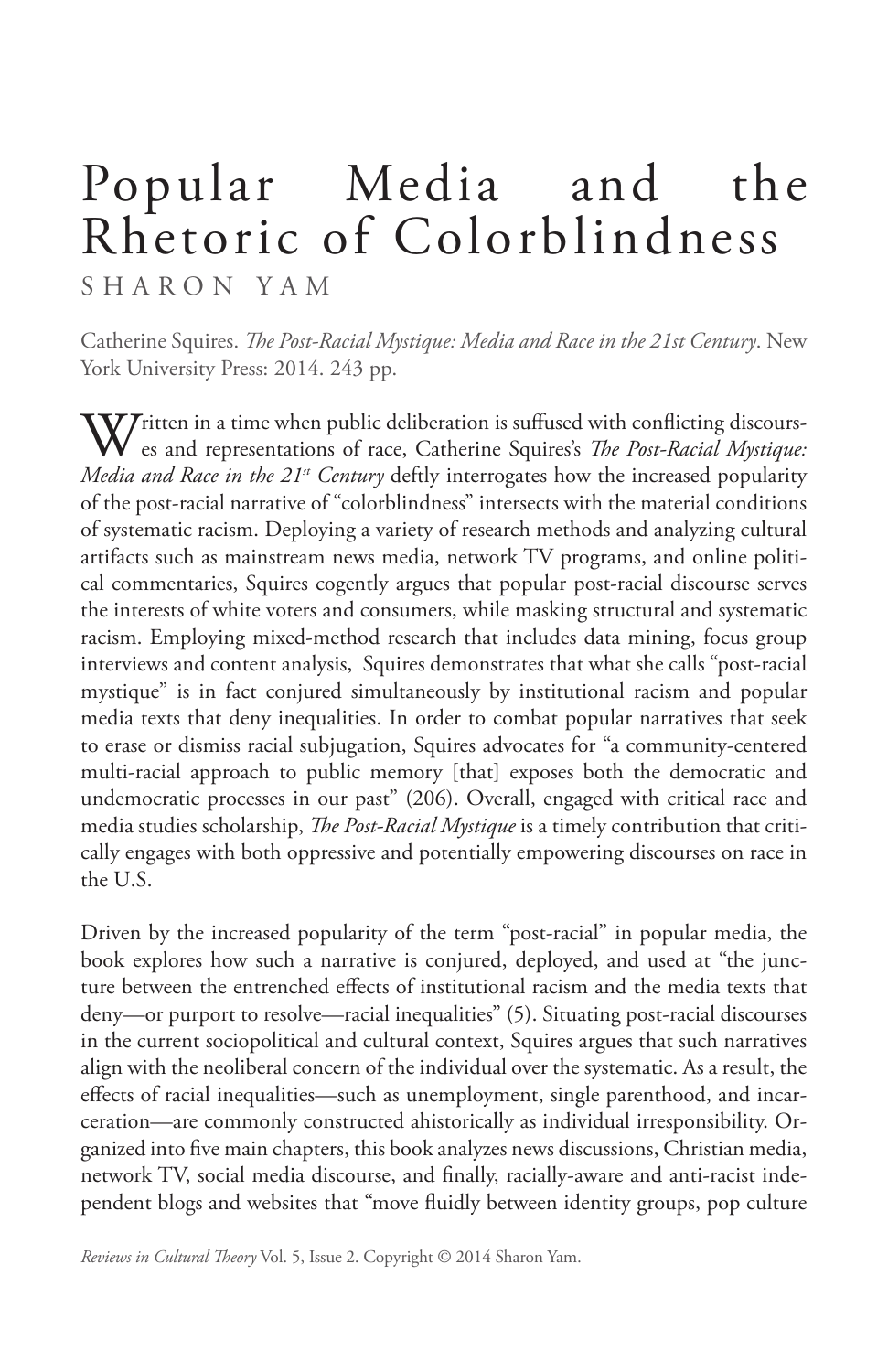# Popular Media and the Rhetoric of Colorblindness

SHARON YAM

Catherine Squires. *The Post-Racial Mystique: Media and Race in the 21st Century*. New York University Press: 2014. 243 pp.

Written in a time when public deliberation is suffused with conflicting discourses and representations of race, Catherine Squires's *The Post-Racial Mystique: Media and Race in the 21st Century* deftly interrogates how the increased popularity of the post-racial narrative of "colorblindness" intersects with the material conditions of systematic racism. Deploying a variety of research methods and analyzing cultural artifacts such as mainstream news media, network TV programs, and online political commentaries, Squires cogently argues that popular post-racial discourse serves the interests of white voters and consumers, while masking structural and systematic racism. Employing mixed-method research that includes data mining, focus group interviews and content analysis, Squires demonstrates that what she calls "post-racial mystique" is in fact conjured simultaneously by institutional racism and popular media texts that deny inequalities. In order to combat popular narratives that seek to erase or dismiss racial subjugation, Squires advocates for "a community-centered multi-racial approach to public memory [that] exposes both the democratic and undemocratic processes in our past" (206). Overall, engaged with critical race and media studies scholarship, *The Post-Racial Mystique* is a timely contribution that critically engages with both oppressive and potentially empowering discourses on race in the U.S.

Driven by the increased popularity of the term "post-racial" in popular media, the book explores how such a narrative is conjured, deployed, and used at "the juncture between the entrenched effects of institutional racism and the media texts that deny—or purport to resolve—racial inequalities" (5). Situating post-racial discourses in the current sociopolitical and cultural context, Squires argues that such narratives align with the neoliberal concern of the individual over the systematic. As a result, the effects of racial inequalities—such as unemployment, single parenthood, and incarceration—are commonly constructed ahistorically as individual irresponsibility. Organized into five main chapters, this book analyzes news discussions, Christian media, network TV, social media discourse, and finally, racially-aware and anti-racist independent blogs and websites that "move fluidly between identity groups, pop culture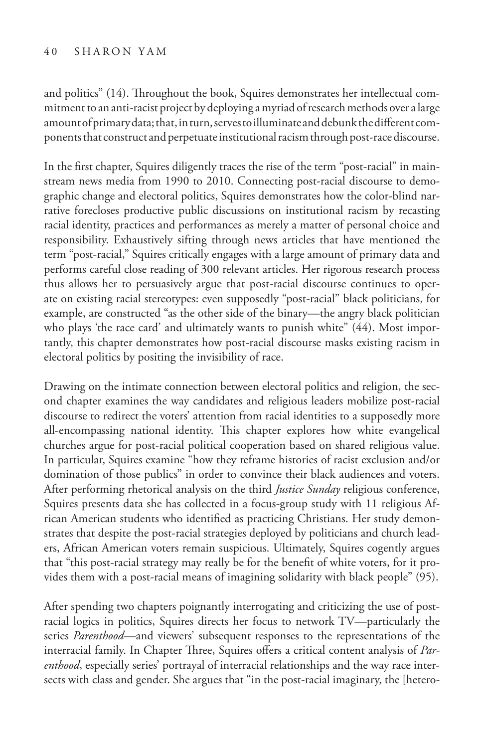and politics" (14). Throughout the book, Squires demonstrates her intellectual commitment to an anti-racist project by deploying a myriad of research methods over a large amount of primary data; that, in turn, serves to illuminate and debunk the different components that construct and perpetuate institutional racism through post-race discourse.

In the first chapter, Squires diligently traces the rise of the term "post-racial" in mainstream news media from 1990 to 2010. Connecting post-racial discourse to demographic change and electoral politics, Squires demonstrates how the color-blind narrative forecloses productive public discussions on institutional racism by recasting racial identity, practices and performances as merely a matter of personal choice and responsibility. Exhaustively sifting through news articles that have mentioned the term "post-racial," Squires critically engages with a large amount of primary data and performs careful close reading of 300 relevant articles. Her rigorous research process thus allows her to persuasively argue that post-racial discourse continues to operate on existing racial stereotypes: even supposedly "post-racial" black politicians, for example, are constructed "as the other side of the binary—the angry black politician who plays 'the race card' and ultimately wants to punish white" (44). Most importantly, this chapter demonstrates how post-racial discourse masks existing racism in electoral politics by positing the invisibility of race.

Drawing on the intimate connection between electoral politics and religion, the second chapter examines the way candidates and religious leaders mobilize post-racial discourse to redirect the voters' attention from racial identities to a supposedly more all-encompassing national identity. This chapter explores how white evangelical churches argue for post-racial political cooperation based on shared religious value. In particular, Squires examine "how they reframe histories of racist exclusion and/or domination of those publics" in order to convince their black audiences and voters. After performing rhetorical analysis on the third *Justice Sunday* religious conference, Squires presents data she has collected in a focus-group study with 11 religious African American students who identified as practicing Christians. Her study demonstrates that despite the post-racial strategies deployed by politicians and church leaders, African American voters remain suspicious. Ultimately, Squires cogently argues that "this post-racial strategy may really be for the benefit of white voters, for it provides them with a post-racial means of imagining solidarity with black people" (95).

After spending two chapters poignantly interrogating and criticizing the use of post-racial logics in politics, Squires directs her focus to network TV—particularly the series *Parenthood*—and viewers' subsequent responses to the representations of the interracial family. In Chapter Three, Squires offers a critical content analysis of *Parenthood*, especially series' portrayal of interracial relationships and the way race intersects with class and gender. She argues that "in the post-racial imaginary, the [hetero-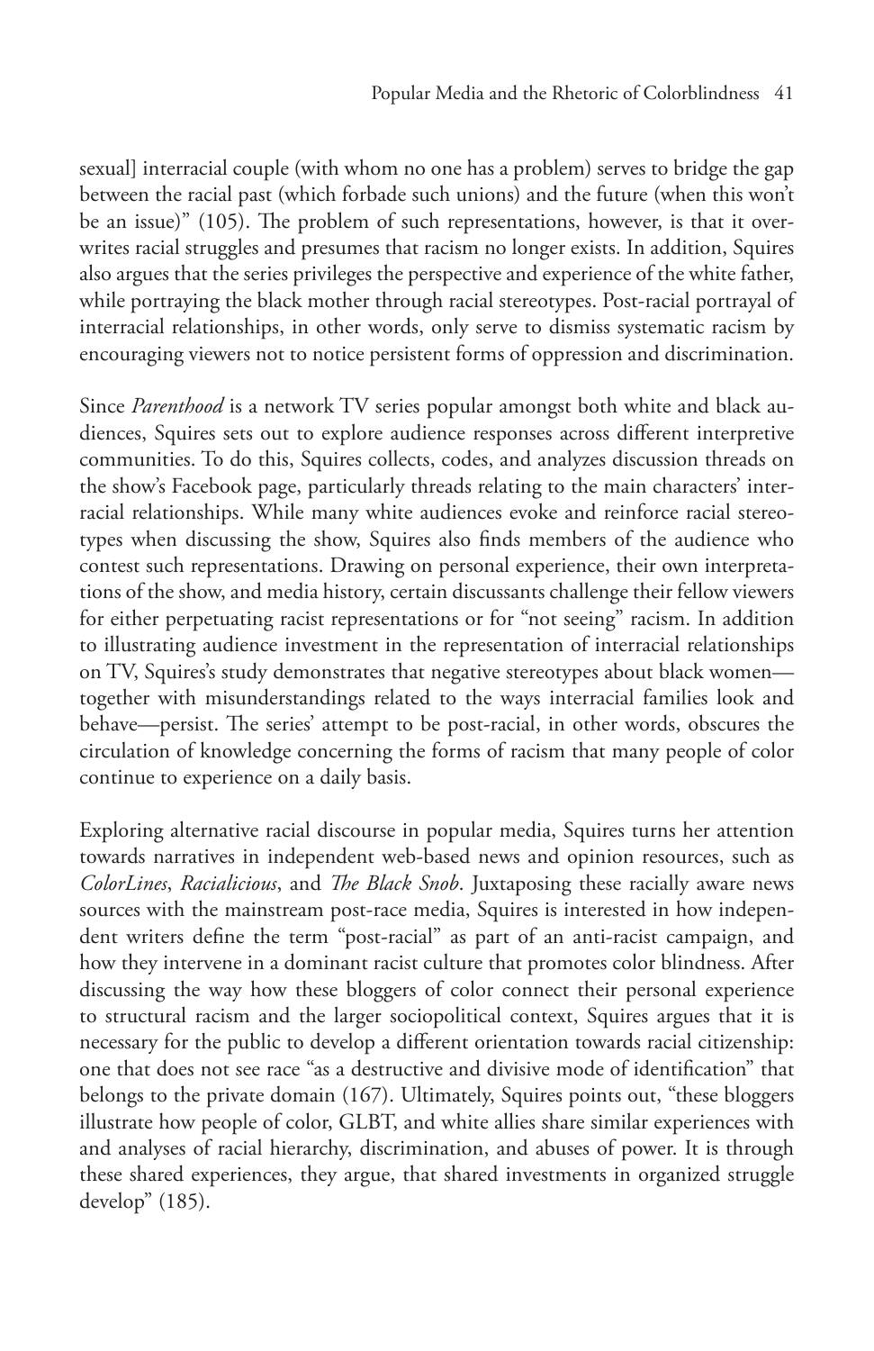sexual] interracial couple (with whom no one has a problem) serves to bridge the gap between the racial past (which forbade such unions) and the future (when this won't be an issue)" (105). The problem of such representations, however, is that it overwrites racial struggles and presumes that racism no longer exists. In addition, Squires also argues that the series privileges the perspective and experience of the white father, while portraying the black mother through racial stereotypes. Post-racial portrayal of interracial relationships, in other words, only serve to dismiss systematic racism by encouraging viewers not to notice persistent forms of oppression and discrimination.

Since *Parenthood* is a network TV series popular amongst both white and black audiences, Squires sets out to explore audience responses across different interpretive communities. To do this, Squires collects, codes, and analyzes discussion threads on the show's Facebook page, particularly threads relating to the main characters' interracial relationships. While many white audiences evoke and reinforce racial stereotypes when discussing the show, Squires also finds members of the audience who contest such representations. Drawing on personal experience, their own interpretations of the show, and media history, certain discussants challenge their fellow viewers for either perpetuating racist representations or for "not seeing" racism. In addition to illustrating audience investment in the representation of interracial relationships on TV, Squires's study demonstrates that negative stereotypes about black women—together with misunderstandings related to the ways interracial families look and behave—persist. The series' attempt to be post-racial, in other words, obscures the circulation of knowledge concerning the forms of racism that many people of color continue to experience on a daily basis.

Exploring alternative racial discourse in popular media, Squires turns her attention towards narratives in independent web-based news and opinion resources, such as *ColorLines*, *Racialicious*, and *The Black Snob*. Juxtaposing these racially aware news sources with the mainstream post-race media, Squires is interested in how independent writers define the term "post-racial" as part of an anti-racist campaign, and how they intervene in a dominant racist culture that promotes color blindness. After discussing the way how these bloggers of color connect their personal experience to structural racism and the larger sociopolitical context, Squires argues that it is necessary for the public to develop a different orientation towards racial citizenship: one that does not see race "as a destructive and divisive mode of identification" that belongs to the private domain (167). Ultimately, Squires points out, "these bloggers illustrate how people of color, GLBT, and white allies share similar experiences with and analyses of racial hierarchy, discrimination, and abuses of power. It is through these shared experiences, they argue, that shared investments in organized struggle develop" (185).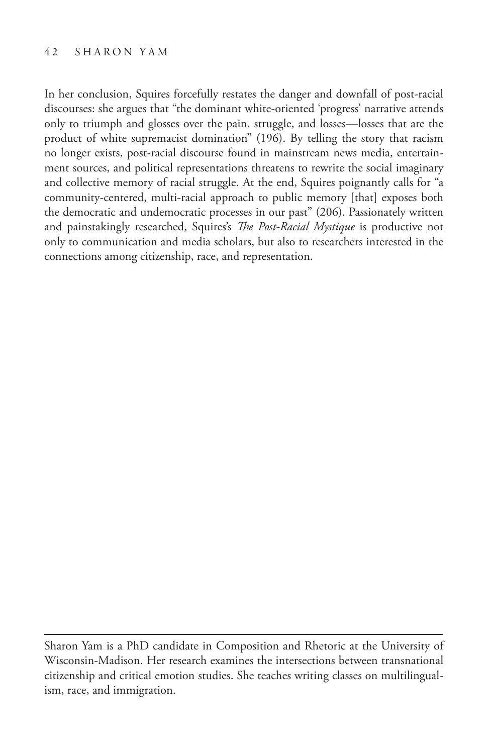In her conclusion, Squires forcefully restates the danger and downfall of post-racial discourses: she argues that "the dominant white-oriented 'progress' narrative attends only to triumph and glosses over the pain, struggle, and losses—losses that are the product of white supremacist domination" (196). By telling the story that racism no longer exists, post-racial discourse found in mainstream news media, entertainment sources, and political representations threatens to rewrite the social imaginary and collective memory of racial struggle. At the end, Squires poignantly calls for "a community-centered, multi-racial approach to public memory [that] exposes both the democratic and undemocratic processes in our past" (206). Passionately written and painstakingly researched, Squires's *The Post-Racial Mystique* is productive not only to communication and media scholars, but also to researchers interested in the connections among citizenship, race, and representation.

---

Sharon Yam is a PhD candidate in Composition and Rhetoric at the University of Wisconsin-Madison. Her research examines the intersections between transnational citizenship and critical emotion studies. She teaches writing classes on multilingualism, race, and immigration.